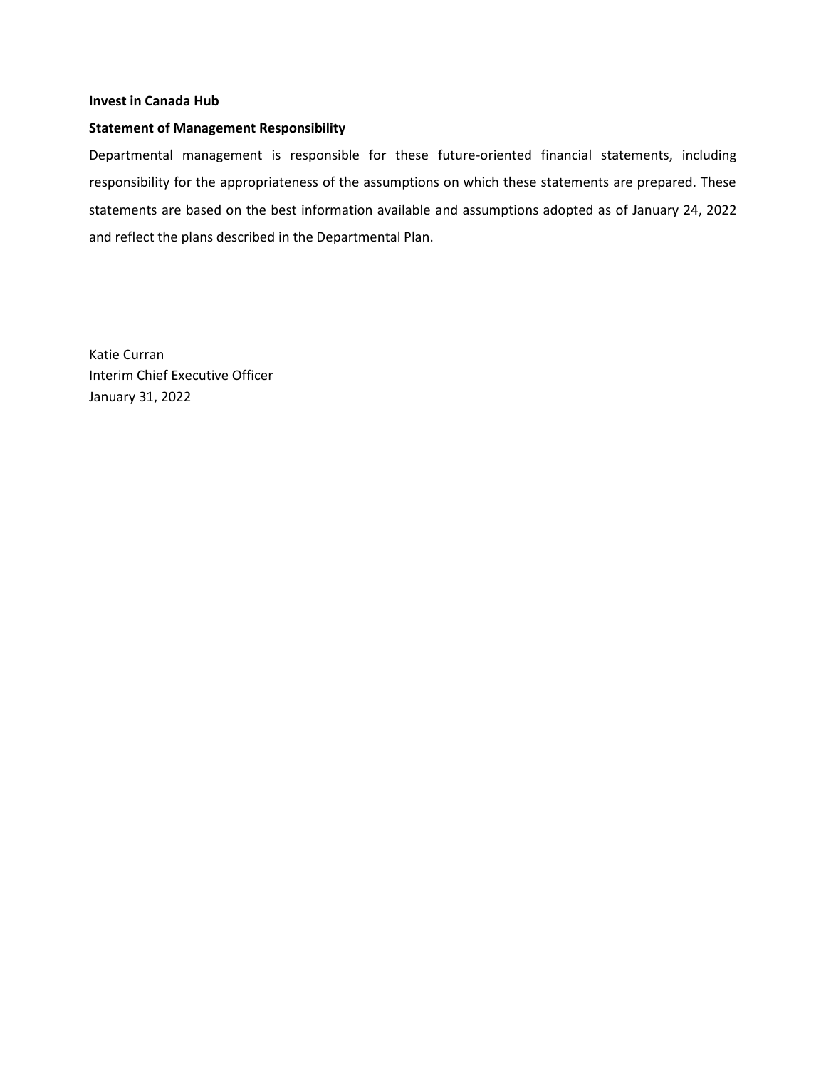**Invest in Canada Hub**

**Statement of Management Responsibility**

Departmental management is responsible for these future-oriented financial statements, including responsibility for the appropriateness of the assumptions on which these statements are prepared. These statements are based on the best information available and assumptions adopted as of January 24, 2022 and reflect the plans described in the Departmental Plan.

Katie Curran
Interim Chief Executive Officer
January 31, 2022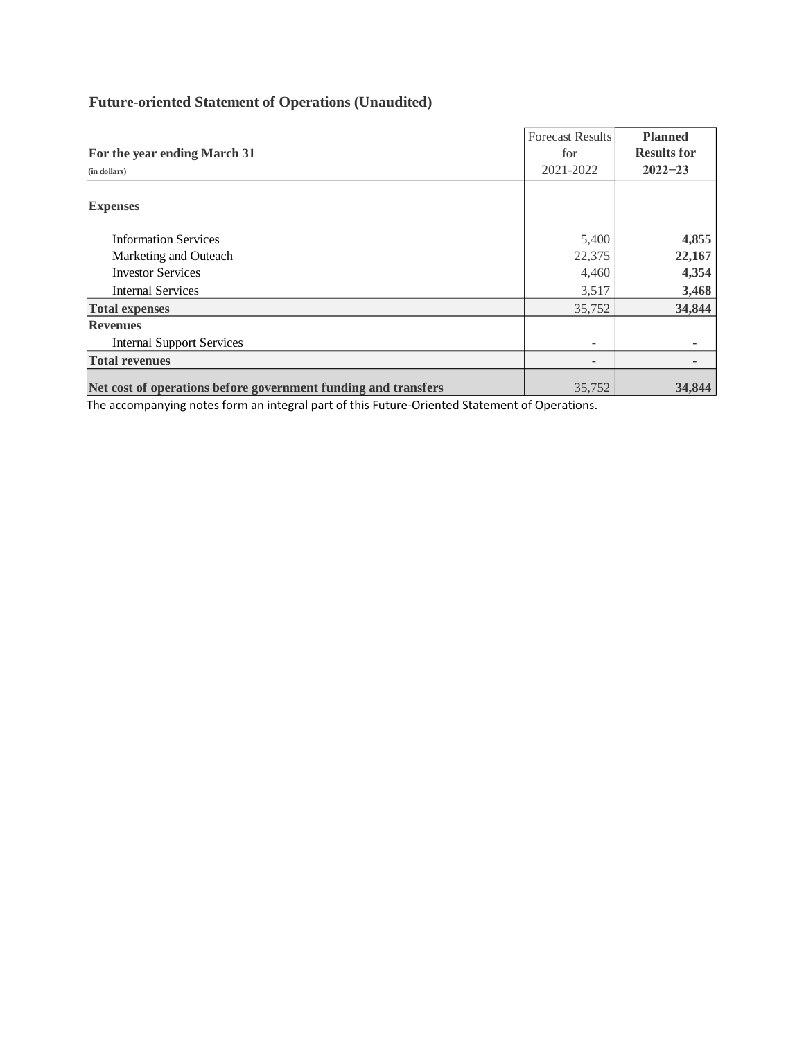## Future-oriented Statement of Operations (Unaudited)

| For the year ending March 31<br>(in dollars) | Forecast Results for 2021-2022 | **Planned Results for 2022−23** |
|---|---|---|
| **Expenses** | | |
| Information Services | 5,400 | **4,855** |
| Marketing and Outeach | 22,375 | **22,167** |
| Investor Services | 4,460 | **4,354** |
| Internal Services | 3,517 | **3,468** |
| **Total expenses** | 35,752 | **34,844** |
| **Revenues** | | |
| Internal Support Services | - | - |
| **Total revenues** | - | - |
| **Net cost of operations before government funding and transfers** | 35,752 | **34,844** |

The accompanying notes form an integral part of this Future-Oriented Statement of Operations.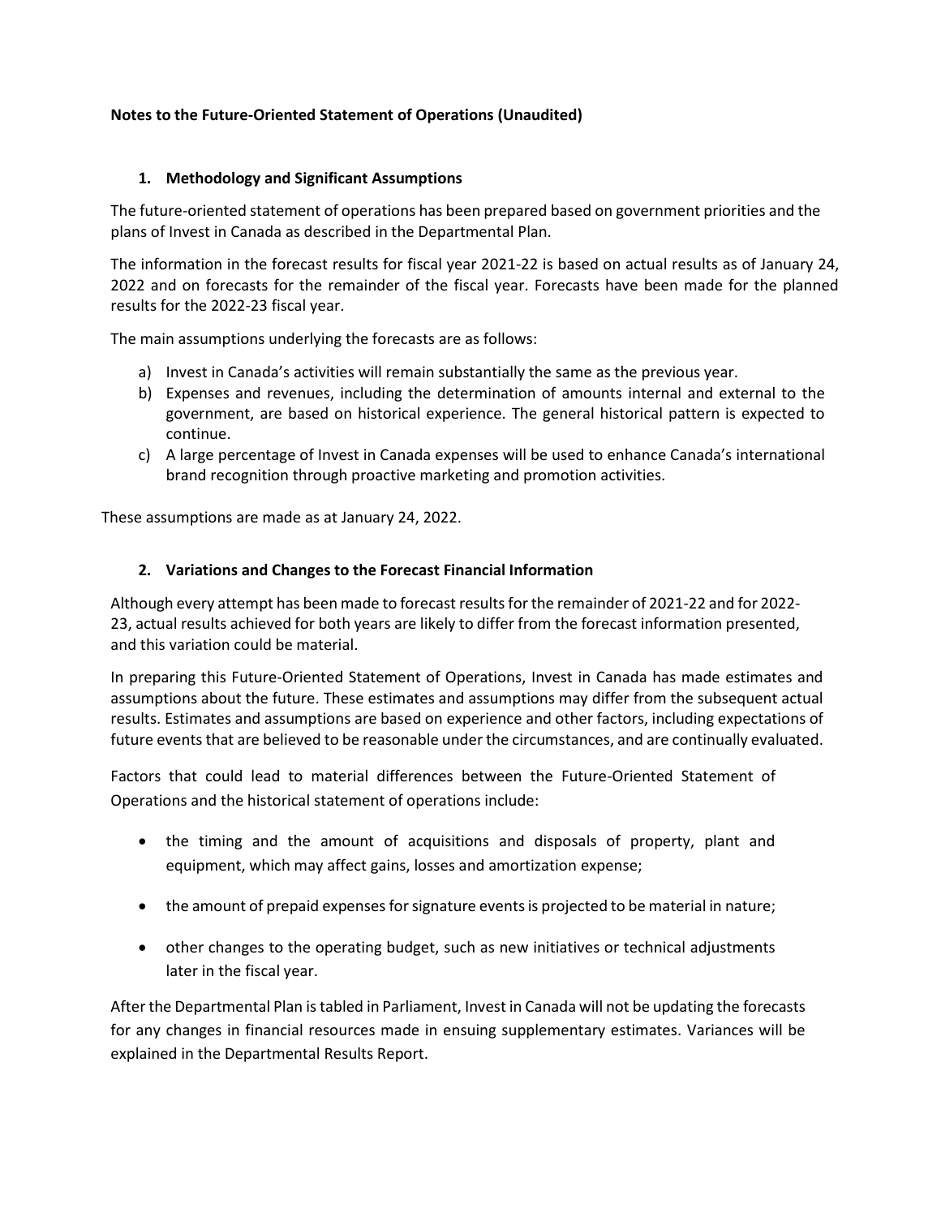**Notes to the Future-Oriented Statement of Operations (Unaudited)**

## 1. Methodology and Significant Assumptions

The future-oriented statement of operations has been prepared based on government priorities and the plans of Invest in Canada as described in the Departmental Plan.

The information in the forecast results for fiscal year 2021-22 is based on actual results as of January 24, 2022 and on forecasts for the remainder of the fiscal year. Forecasts have been made for the planned results for the 2022-23 fiscal year.

The main assumptions underlying the forecasts are as follows:

a) Invest in Canada's activities will remain substantially the same as the previous year.
b) Expenses and revenues, including the determination of amounts internal and external to the government, are based on historical experience. The general historical pattern is expected to continue.
c) A large percentage of Invest in Canada expenses will be used to enhance Canada's international brand recognition through proactive marketing and promotion activities.

These assumptions are made as at January 24, 2022.

## 2. Variations and Changes to the Forecast Financial Information

Although every attempt has been made to forecast results for the remainder of 2021-22 and for 2022-23, actual results achieved for both years are likely to differ from the forecast information presented, and this variation could be material.

In preparing this Future-Oriented Statement of Operations, Invest in Canada has made estimates and assumptions about the future. These estimates and assumptions may differ from the subsequent actual results. Estimates and assumptions are based on experience and other factors, including expectations of future events that are believed to be reasonable under the circumstances, and are continually evaluated.

Factors that could lead to material differences between the Future-Oriented Statement of Operations and the historical statement of operations include:

- the timing and the amount of acquisitions and disposals of property, plant and equipment, which may affect gains, losses and amortization expense;
- the amount of prepaid expenses for signature events is projected to be material in nature;
- other changes to the operating budget, such as new initiatives or technical adjustments later in the fiscal year.

After the Departmental Plan is tabled in Parliament, Invest in Canada will not be updating the forecasts for any changes in financial resources made in ensuing supplementary estimates. Variances will be explained in the Departmental Results Report.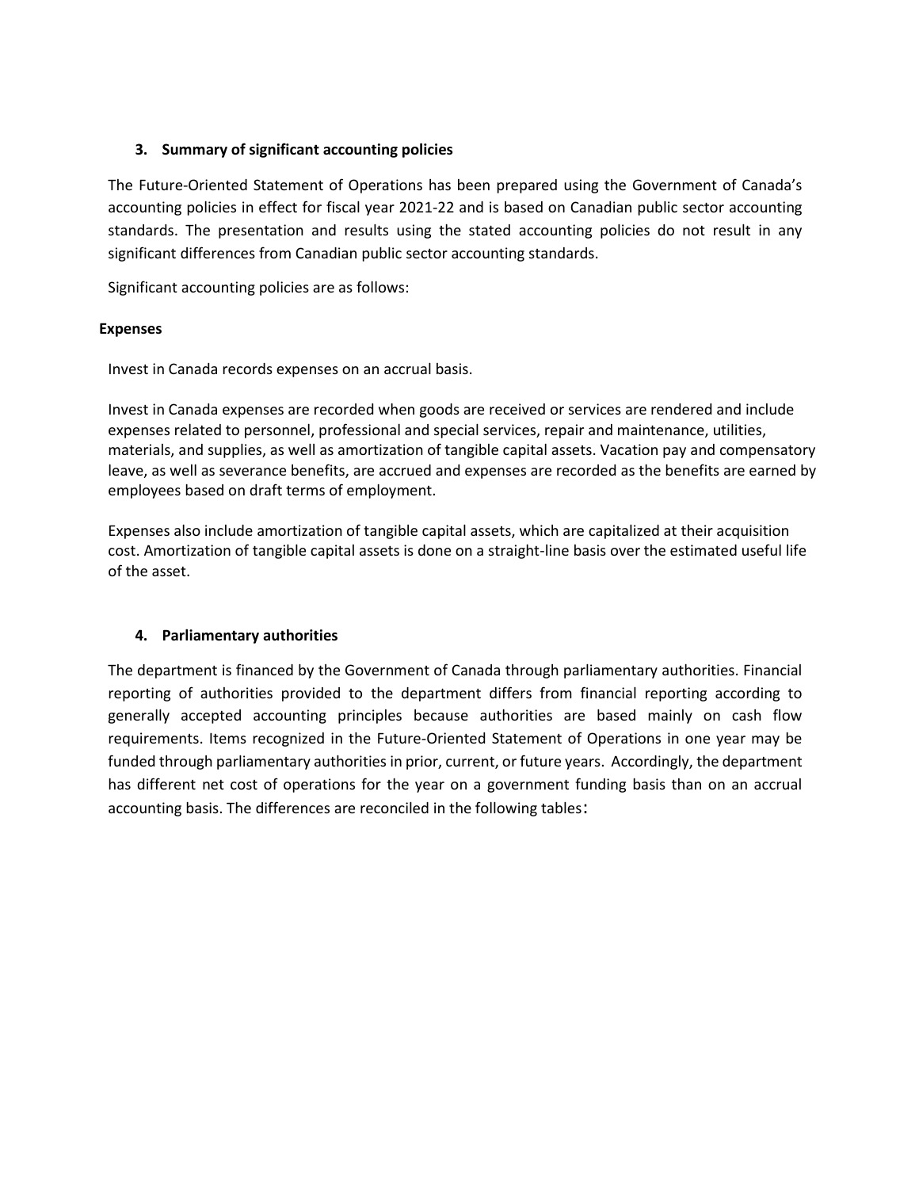### 3. Summary of significant accounting policies

The Future-Oriented Statement of Operations has been prepared using the Government of Canada's accounting policies in effect for fiscal year 2021-22 and is based on Canadian public sector accounting standards. The presentation and results using the stated accounting policies do not result in any significant differences from Canadian public sector accounting standards.

Significant accounting policies are as follows:

#### Expenses

Invest in Canada records expenses on an accrual basis.

Invest in Canada expenses are recorded when goods are received or services are rendered and include expenses related to personnel, professional and special services, repair and maintenance, utilities, materials, and supplies, as well as amortization of tangible capital assets. Vacation pay and compensatory leave, as well as severance benefits, are accrued and expenses are recorded as the benefits are earned by employees based on draft terms of employment.

Expenses also include amortization of tangible capital assets, which are capitalized at their acquisition cost. Amortization of tangible capital assets is done on a straight-line basis over the estimated useful life of the asset.

### 4. Parliamentary authorities

The department is financed by the Government of Canada through parliamentary authorities. Financial reporting of authorities provided to the department differs from financial reporting according to generally accepted accounting principles because authorities are based mainly on cash flow requirements. Items recognized in the Future-Oriented Statement of Operations in one year may be funded through parliamentary authorities in prior, current, or future years. Accordingly, the department has different net cost of operations for the year on a government funding basis than on an accrual accounting basis. The differences are reconciled in the following tables: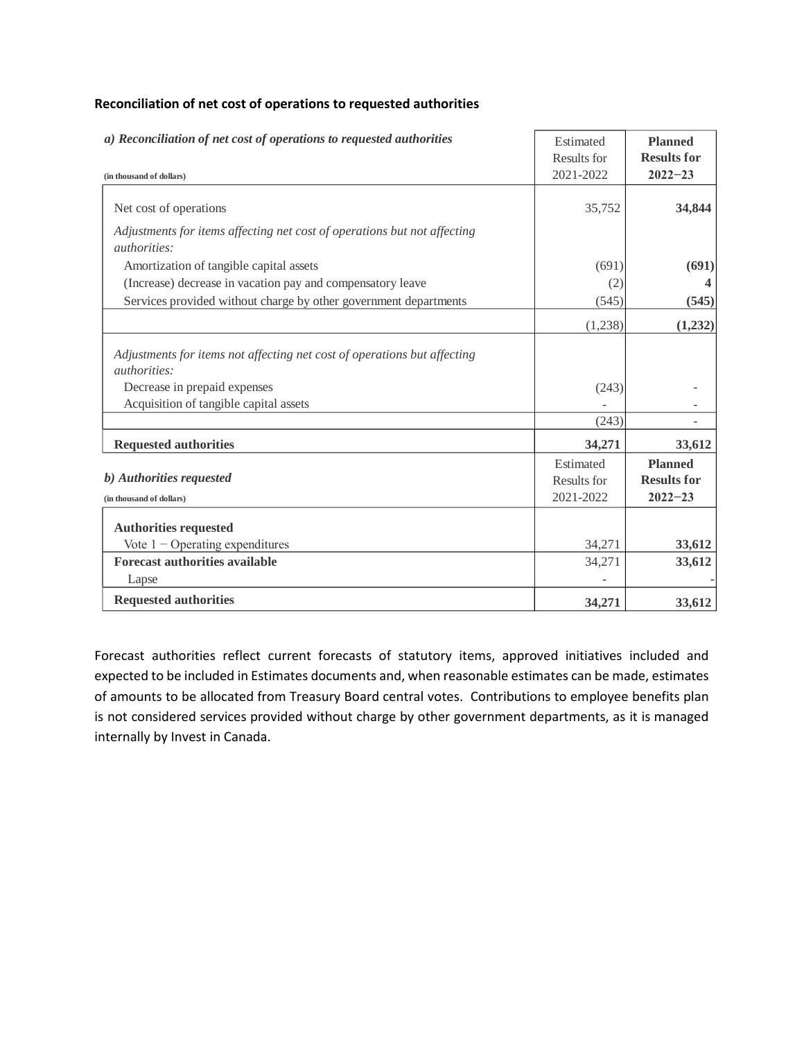**Reconciliation of net cost of operations to requested authorities**

| *a) Reconciliation of net cost of operations to requested authorities* (in thousand of dollars) | Estimated Results for 2021-2022 | **Planned Results for 2022−23** |
|---|---|---|
| Net cost of operations | 35,752 | **34,844** |
| *Adjustments for items affecting net cost of operations but not affecting authorities:* | | |
| Amortization of tangible capital assets | (691) | **(691)** |
| (Increase) decrease in vacation pay and compensatory leave | (2) | **4** |
| Services provided without charge by other government departments | (545) | **(545)** |
| | (1,238) | **(1,232)** |
| *Adjustments for items not affecting net cost of operations but affecting authorities:* | | |
| Decrease in prepaid expenses | (243) | - |
| Acquisition of tangible capital assets | - | - |
| | (243) | - |
| **Requested authorities** | **34,271** | **33,612** |

| *b) Authorities requested* (in thousand of dollars) | Estimated Results for 2021-2022 | **Planned Results for 2022−23** |
|---|---|---|
| **Authorities requested** | | |
| Vote 1 − Operating expenditures | 34,271 | **33,612** |
| **Forecast authorities available** | 34,271 | **33,612** |
| Lapse | - | - |
| **Requested authorities** | **34,271** | **33,612** |

Forecast authorities reflect current forecasts of statutory items, approved initiatives included and expected to be included in Estimates documents and, when reasonable estimates can be made, estimates of amounts to be allocated from Treasury Board central votes. Contributions to employee benefits plan is not considered services provided without charge by other government departments, as it is managed internally by Invest in Canada.